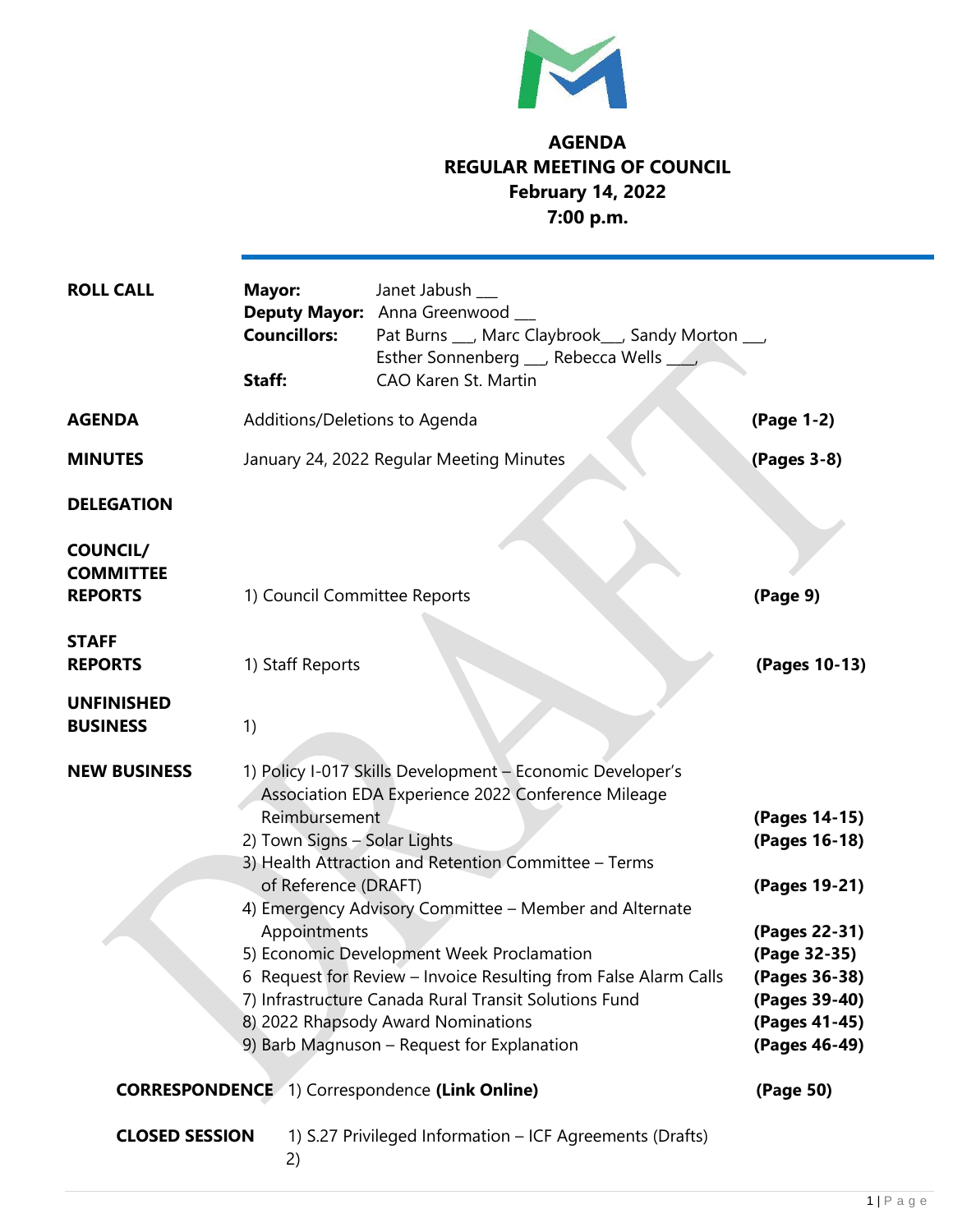# AGENDA
# REGULAR MEETING OF COUNCIL
## February 14, 2022
## 7:00 p.m.

**ROLL CALL**

**Mayor:** Janet Jabush ___
**Deputy Mayor:** Anna Greenwood ___
**Councillors:** Pat Burns ___, Marc Claybrook___, Sandy Morton ___, Esther Sonnenberg ___, Rebecca Wells ___,
**Staff:** CAO Karen St. Martin

| | | |
|---|---|---|
| **AGENDA** | Additions/Deletions to Agenda | **(Page 1-2)** |
| **MINUTES** | January 24, 2022 Regular Meeting Minutes | **(Pages 3-8)** |
| **DELEGATION** | | |
| **COUNCIL/ COMMITTEE REPORTS** | 1) Council Committee Reports | **(Page 9)** |
| **STAFF REPORTS** | 1) Staff Reports | **(Pages 10-13)** |
| **UNFINISHED BUSINESS** | 1) | |
| **NEW BUSINESS** | 1) Policy I-017 Skills Development – Economic Developer's Association EDA Experience 2022 Conference Mileage Reimbursement | **(Pages 14-15)** |
| | 2) Town Signs – Solar Lights | **(Pages 16-18)** |
| | 3) Health Attraction and Retention Committee – Terms of Reference (DRAFT) | **(Pages 19-21)** |
| | 4) Emergency Advisory Committee – Member and Alternate Appointments | **(Pages 22-31)** |
| | 5) Economic Development Week Proclamation | **(Page 32-35)** |
| | 6 Request for Review – Invoice Resulting from False Alarm Calls | **(Pages 36-38)** |
| | 7) Infrastructure Canada Rural Transit Solutions Fund | **(Pages 39-40)** |
| | 8) 2022 Rhapsody Award Nominations | **(Pages 41-45)** |
| | 9) Barb Magnuson – Request for Explanation | **(Pages 46-49)** |
| **CORRESPONDENCE** | 1) Correspondence **(Link Online)** | **(Page 50)** |
| **CLOSED SESSION** | 1) S.27 Privileged Information – ICF Agreements (Drafts) | |
| | 2) | |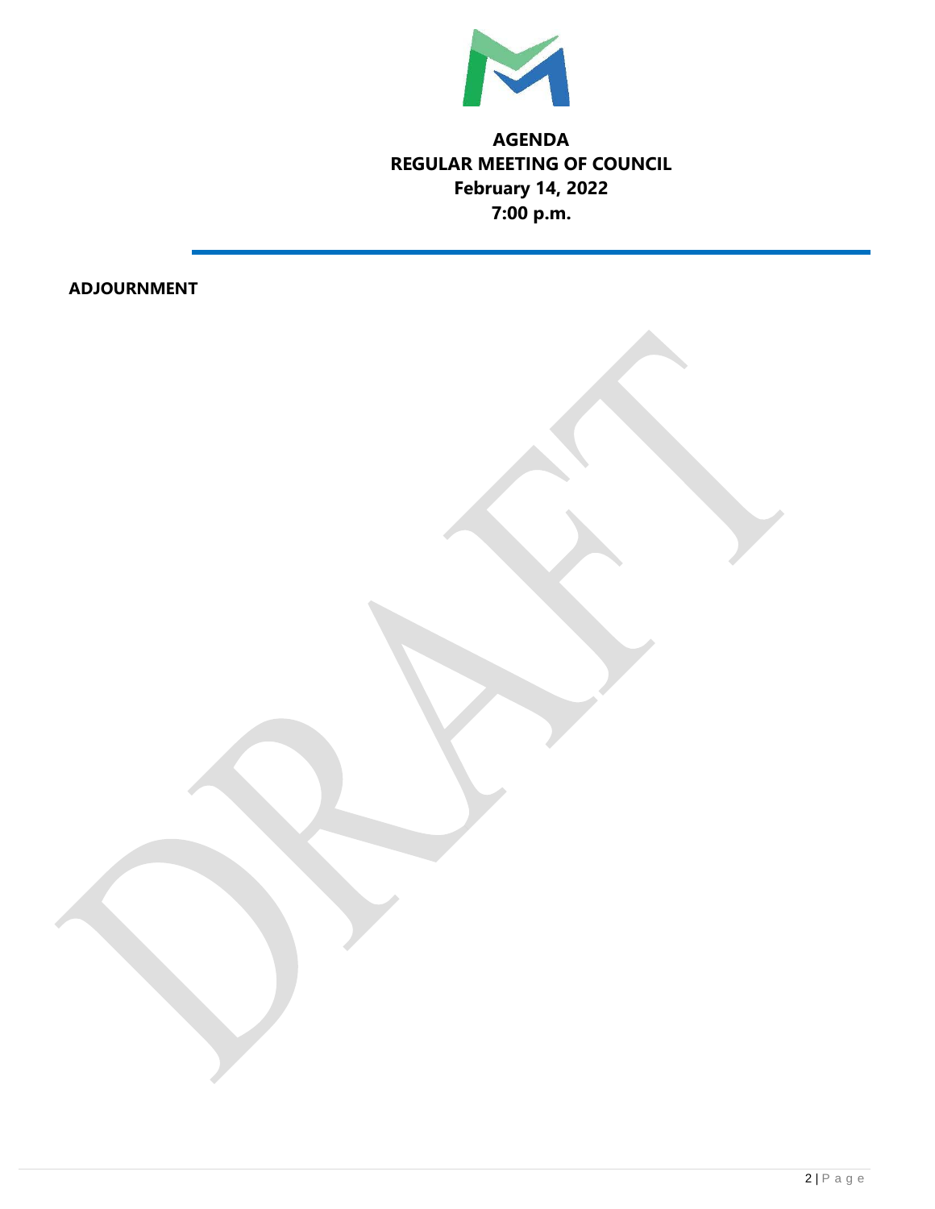# AGENDA
## REGULAR MEETING OF COUNCIL
## February 14, 2022
## 7:00 p.m.

**ADJOURNMENT**

DRAFT